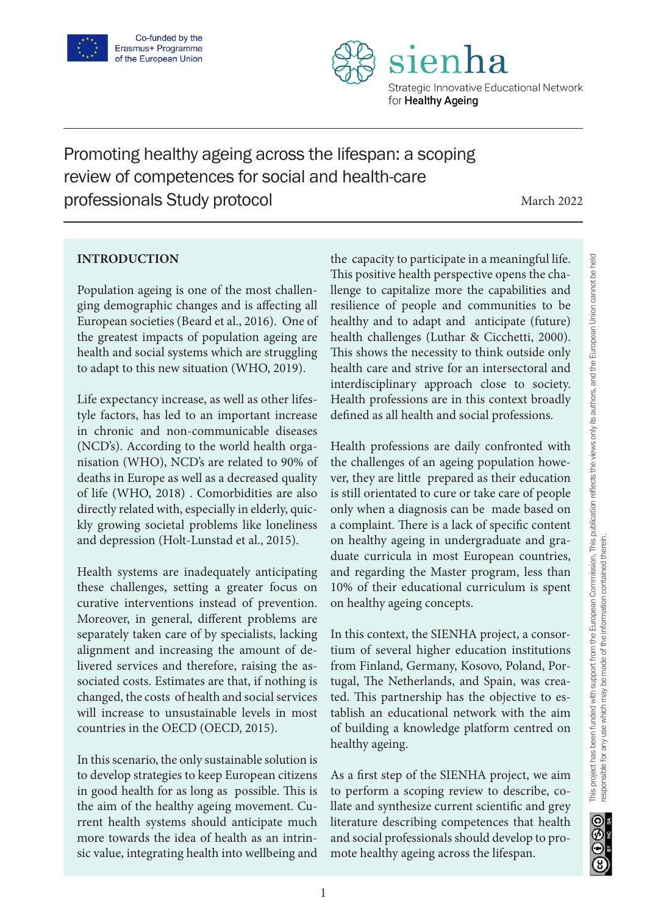Co-funded by the Erasmus+ Programme of the European Union

sienha
Strategic Innovative Educational Network for **Healthy Ageing**

# Promoting healthy ageing across the lifespan: a scoping review of competences for social and health-care professionals Study protocol

March 2022

## INTRODUCTION

Population ageing is one of the most challenging demographic changes and is affecting all European societies (Beard et al., 2016). One of the greatest impacts of population ageing are health and social systems which are struggling to adapt to this new situation (WHO, 2019).

Life expectancy increase, as well as other lifestyle factors, has led to an important increase in chronic and non-communicable diseases (NCD's). According to the world health organisation (WHO), NCD's are related to 90% of deaths in Europe as well as a decreased quality of life (WHO, 2018) . Comorbidities are also directly related with, especially in elderly, quickly growing societal problems like loneliness and depression (Holt-Lunstad et al., 2015).

Health systems are inadequately anticipating these challenges, setting a greater focus on curative interventions instead of prevention. Moreover, in general, different problems are separately taken care of by specialists, lacking alignment and increasing the amount of delivered services and therefore, raising the associated costs. Estimates are that, if nothing is changed, the costs of health and social services will increase to unsustainable levels in most countries in the OECD (OECD, 2015).

In this scenario, the only sustainable solution is to develop strategies to keep European citizens in good health for as long as possible. This is the aim of the healthy ageing movement. Current health systems should anticipate much more towards the idea of health as an intrinsic value, integrating health into wellbeing and the capacity to participate in a meaningful life. This positive health perspective opens the challenge to capitalize more the capabilities and resilience of people and communities to be healthy and to adapt and anticipate (future) health challenges (Luthar & Cicchetti, 2000). This shows the necessity to think outside only health care and strive for an intersectoral and interdisciplinary approach close to society. Health professions are in this context broadly defined as all health and social professions.

Health professions are daily confronted with the challenges of an ageing population however, they are little prepared as their education is still orientated to cure or take care of people only when a diagnosis can be made based on a complaint. There is a lack of specific content on healthy ageing in undergraduate and graduate curricula in most European countries, and regarding the Master program, less than 10% of their educational curriculum is spent on healthy ageing concepts.

In this context, the SIENHA project, a consortium of several higher education institutions from Finland, Germany, Kosovo, Poland, Portugal, The Netherlands, and Spain, was created. This partnership has the objective to establish an educational network with the aim of building a knowledge platform centred on healthy ageing.

As a first step of the SIENHA project, we aim to perform a scoping review to describe, collate and synthesize current scientific and grey literature describing competences that health and social professionals should develop to promote healthy ageing across the lifespan.

This project has been funded with support from the European Commission. This publication reflects the views only its authors, and the European Union cannot be held responsible for any use which may be made of the information contained therein.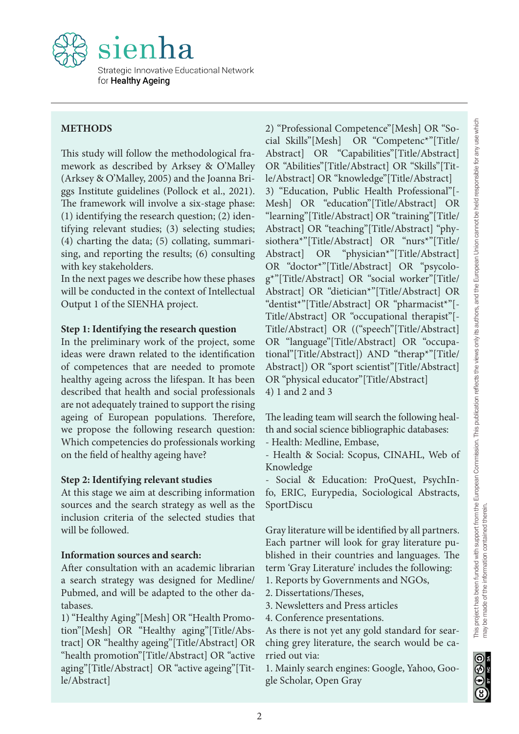## METHODS

This study will follow the methodological framework as described by Arksey & O'Malley (Arksey & O'Malley, 2005) and the Joanna Briggs Institute guidelines (Pollock et al., 2021). The framework will involve a six-stage phase: (1) identifying the research question; (2) identifying relevant studies; (3) selecting studies; (4) charting the data; (5) collating, summarising, and reporting the results; (6) consulting with key stakeholders.
In the next pages we describe how these phases will be conducted in the context of Intellectual Output 1 of the SIENHA project.

**Step 1: Identifying the research question**
In the preliminary work of the project, some ideas were drawn related to the identification of competences that are needed to promote healthy ageing across the lifespan. It has been described that health and social professionals are not adequately trained to support the rising ageing of European populations. Therefore, we propose the following research question: Which competencies do professionals working on the field of healthy ageing have?

**Step 2: Identifying relevant studies**
At this stage we aim at describing information sources and the search strategy as well as the inclusion criteria of the selected studies that will be followed.

**Information sources and search:**
After consultation with an academic librarian a search strategy was designed for Medline/Pubmed, and will be adapted to the other databases.
1) "Healthy Aging"[Mesh] OR "Health Promotion"[Mesh] OR "Healthy aging"[Title/Abstract] OR "healthy ageing"[Title/Abstract] OR "health promotion"[Title/Abstract] OR "active aging"[Title/Abstract] OR "active ageing"[Title/Abstract]
2) "Professional Competence"[Mesh] OR "Social Skills"[Mesh] OR "Competenc*"[Title/Abstract] OR "Capabilities"[Title/Abstract] OR "Abilities"[Title/Abstract] OR "Skills"[Title/Abstract] OR "knowledge"[Title/Abstract]
3) "Education, Public Health Professional"[Mesh] OR "education"[Title/Abstract] OR "learning"[Title/Abstract] OR "training"[Title/Abstract] OR "teaching"[Title/Abstract] "physiothera*"[Title/Abstract] OR "nurs*"[Title/Abstract] OR "physician*"[Title/Abstract] OR "doctor*"[Title/Abstract] OR "psycolog*"[Title/Abstract] OR "social worker"[Title/Abstract] OR "dietician*"[Title/Abstract] OR "dentist*"[Title/Abstract] OR "pharmacist*"[Title/Abstract] OR "occupational therapist"[Title/Abstract] OR (("speech"[Title/Abstract] OR "language"[Title/Abstract] OR "occupational"[Title/Abstract]) AND "therap*"[Title/Abstract]) OR "sport scientist"[Title/Abstract] OR "physical educator"[Title/Abstract]
4) 1 and 2 and 3

The leading team will search the following health and social science bibliographic databases:
- Health: Medline, Embase,
- Health & Social: Scopus, CINAHL, Web of Knowledge
- Social & Education: ProQuest, PsychInfo, ERIC, Eurypedia, Sociological Abstracts, SportDiscu

Gray literature will be identified by all partners. Each partner will look for gray literature published in their countries and languages. The term 'Gray Literature' includes the following:
1. Reports by Governments and NGOs,
2. Dissertations/Theses,
3. Newsletters and Press articles
4. Conference presentations.

As there is not yet any gold standard for searching grey literature, the search would be carried out via:
1. Mainly search engines: Google, Yahoo, Google Scholar, Open Gray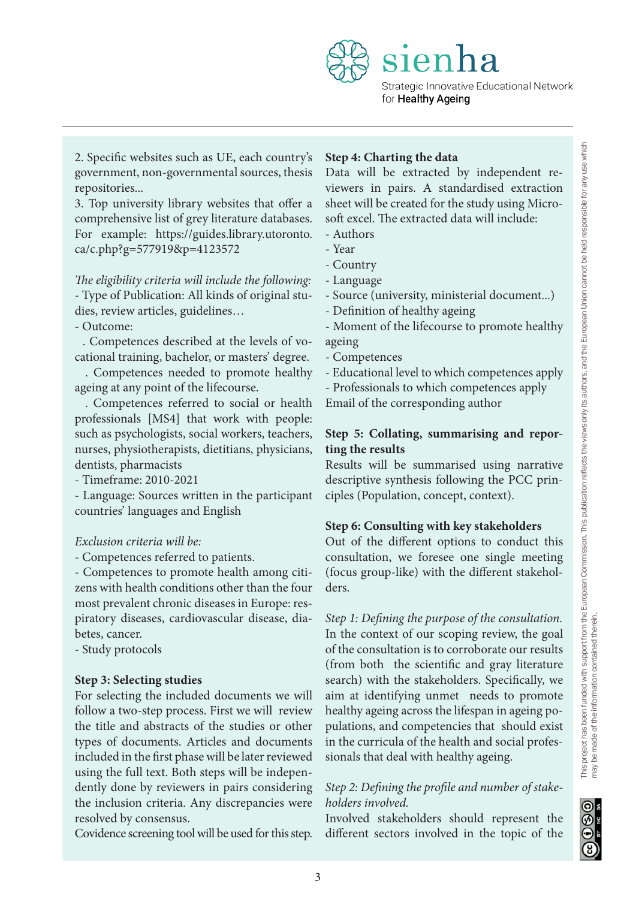2. Specific websites such as UE, each country's government, non-governmental sources, thesis repositories...

3. Top university library websites that offer a comprehensive list of grey literature databases. For example: https://guides.library.utoronto.ca/c.php?g=577919&p=4123572

*The eligibility criteria will include the following:*

- Type of Publication: All kinds of original studies, review articles, guidelines…
- Outcome:
  . Competences described at the levels of vocational training, bachelor, or masters' degree.
  . Competences needed to promote healthy ageing at any point of the lifecourse.
  . Competences referred to social or health professionals [MS4] that work with people: such as psychologists, social workers, teachers, nurses, physiotherapists, dietitians, physicians, dentists, pharmacists
- Timeframe: 2010-2021
- Language: Sources written in the participant countries' languages and English

*Exclusion criteria will be:*

- Competences referred to patients.
- Competences to promote health among citizens with health conditions other than the four most prevalent chronic diseases in Europe: respiratory diseases, cardiovascular disease, diabetes, cancer.
- Study protocols

**Step 3: Selecting studies**

For selecting the included documents we will follow a two-step process. First we will review the title and abstracts of the studies or other types of documents. Articles and documents included in the first phase will be later reviewed using the full text. Both steps will be independently done by reviewers in pairs considering the inclusion criteria. Any discrepancies were resolved by consensus.

Covidence screening tool will be used for this step.

**Step 4: Charting the data**

Data will be extracted by independent reviewers in pairs. A standardised extraction sheet will be created for the study using Microsoft excel. The extracted data will include:

- Authors
- Year
- Country
- Language
- Source (university, ministerial document...)
- Definition of healthy ageing
- Moment of the lifecourse to promote healthy ageing
- Competences
- Educational level to which competences apply
- Professionals to which competences apply

Email of the corresponding author

**Step 5: Collating, summarising and reporting the results**

Results will be summarised using narrative descriptive synthesis following the PCC principles (Population, concept, context).

**Step 6: Consulting with key stakeholders**

Out of the different options to conduct this consultation, we foresee one single meeting (focus group-like) with the different stakeholders.

*Step 1: Defining the purpose of the consultation.*
In the context of our scoping review, the goal of the consultation is to corroborate our results (from both the scientific and gray literature search) with the stakeholders. Specifically, we aim at identifying unmet needs to promote healthy ageing across the lifespan in ageing populations, and competencies that should exist in the curricula of the health and social professionals that deal with healthy ageing.

*Step 2: Defining the profile and number of stakeholders involved.*
Involved stakeholders should represent the different sectors involved in the topic of the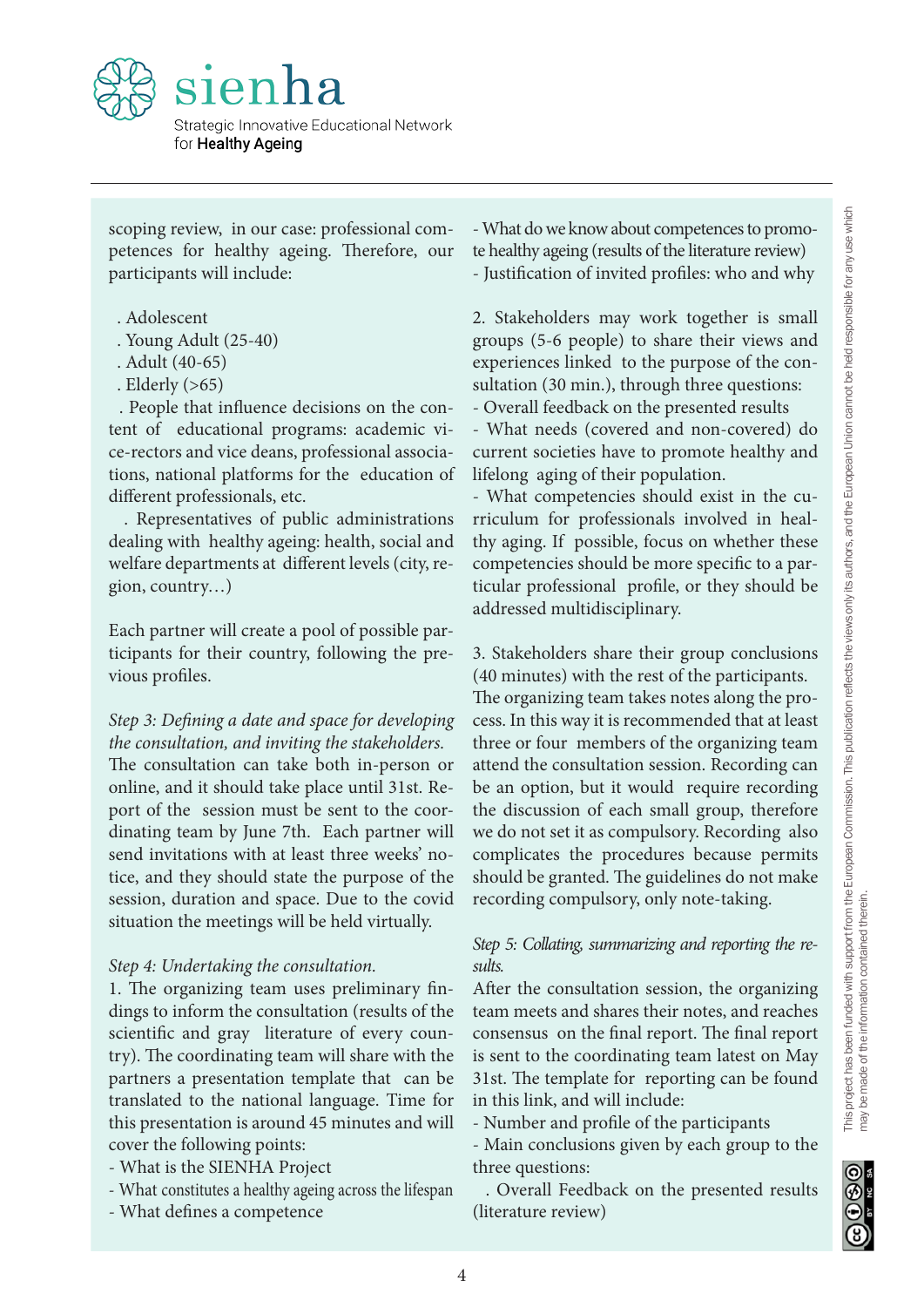scoping review, in our case: professional competences for healthy ageing. Therefore, our participants will include:

. Adolescent
. Young Adult (25-40)
. Adult (40-65)
. Elderly (>65)
. People that influence decisions on the content of educational programs: academic vice-rectors and vice deans, professional associations, national platforms for the education of different professionals, etc.
. Representatives of public administrations dealing with healthy ageing: health, social and welfare departments at different levels (city, region, country…)

Each partner will create a pool of possible participants for their country, following the previous profiles.

*Step 3: Defining a date and space for developing the consultation, and inviting the stakeholders.*
The consultation can take both in-person or online, and it should take place until 31st. Report of the session must be sent to the coordinating team by June 7th. Each partner will send invitations with at least three weeks' notice, and they should state the purpose of the session, duration and space. Due to the covid situation the meetings will be held virtually.

*Step 4: Undertaking the consultation.*
1. The organizing team uses preliminary findings to inform the consultation (results of the scientific and gray literature of every country). The coordinating team will share with the partners a presentation template that can be translated to the national language. Time for this presentation is around 45 minutes and will cover the following points:
- What is the SIENHA Project
- What constitutes a healthy ageing across the lifespan
- What defines a competence
- What do we know about competences to promote healthy ageing (results of the literature review)
- Justification of invited profiles: who and why

2. Stakeholders may work together is small groups (5-6 people) to share their views and experiences linked to the purpose of the consultation (30 min.), through three questions:
- Overall feedback on the presented results
- What needs (covered and non-covered) do current societies have to promote healthy and lifelong aging of their population.
- What competencies should exist in the curriculum for professionals involved in healthy aging. If possible, focus on whether these competencies should be more specific to a particular professional profile, or they should be addressed multidisciplinary.

3. Stakeholders share their group conclusions (40 minutes) with the rest of the participants. The organizing team takes notes along the process. In this way it is recommended that at least three or four members of the organizing team attend the consultation session. Recording can be an option, but it would require recording the discussion of each small group, therefore we do not set it as compulsory. Recording also complicates the procedures because permits should be granted. The guidelines do not make recording compulsory, only note-taking.

*Step 5: Collating, summarizing and reporting the results.*
After the consultation session, the organizing team meets and shares their notes, and reaches consensus on the final report. The final report is sent to the coordinating team latest on May 31st. The template for reporting can be found in this link, and will include:
- Number and profile of the participants
- Main conclusions given by each group to the three questions:
. Overall Feedback on the presented results (literature review)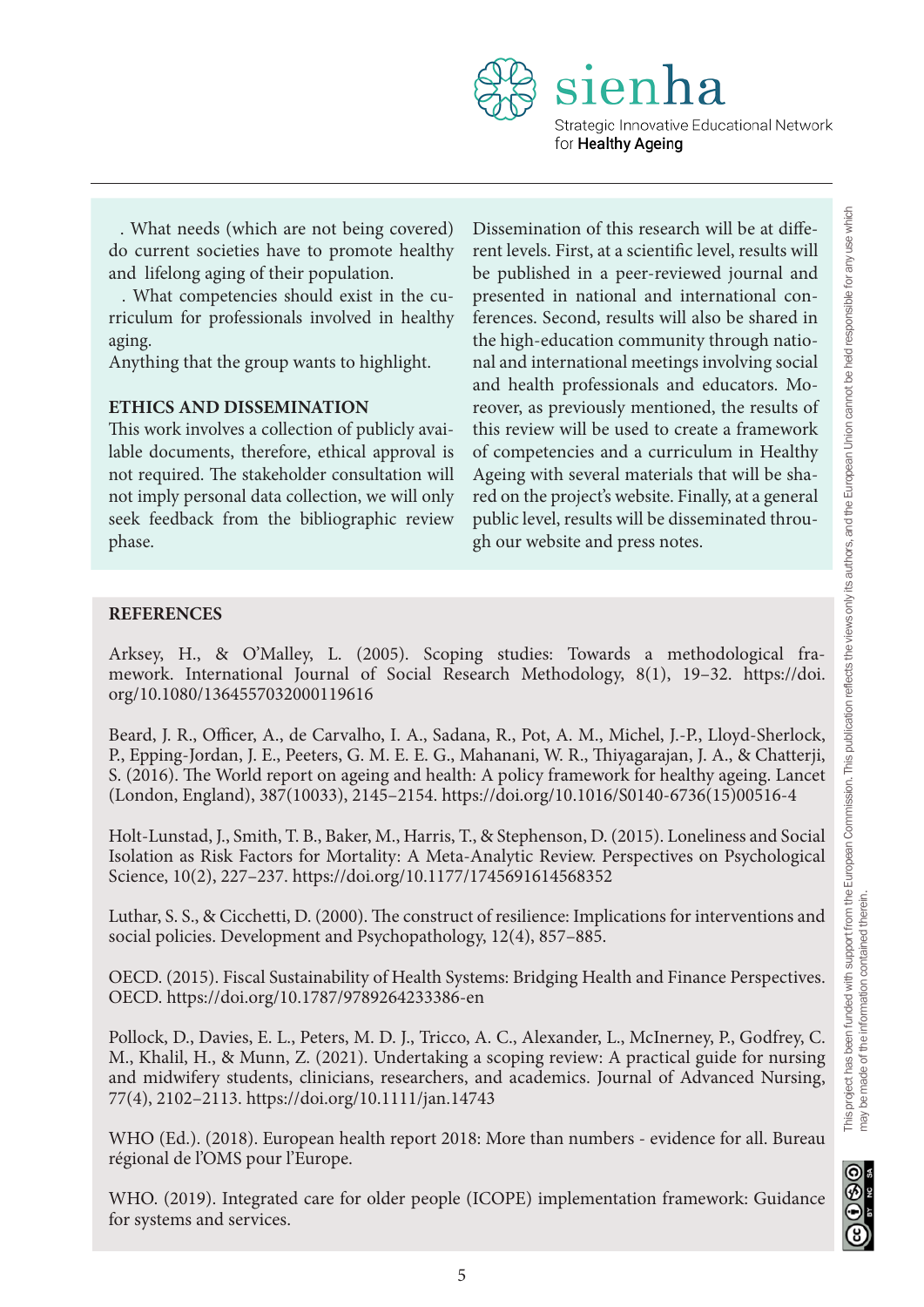. What needs (which are not being covered) do current societies have to promote healthy and lifelong aging of their population.

. What competencies should exist in the curriculum for professionals involved in healthy aging.

Anything that the group wants to highlight.

**ETHICS AND DISSEMINATION**

This work involves a collection of publicly available documents, therefore, ethical approval is not required. The stakeholder consultation will not imply personal data collection, we will only seek feedback from the bibliographic review phase.

Dissemination of this research will be at different levels. First, at a scientific level, results will be published in a peer-reviewed journal and presented in national and international conferences. Second, results will also be shared in the high-education community through national and international meetings involving social and health professionals and educators. Moreover, as previously mentioned, the results of this review will be used to create a framework of competencies and a curriculum in Healthy Ageing with several materials that will be shared on the project's website. Finally, at a general public level, results will be disseminated through our website and press notes.

**REFERENCES**

Arksey, H., & O'Malley, L. (2005). Scoping studies: Towards a methodological framework. International Journal of Social Research Methodology, 8(1), 19–32. https://doi.org/10.1080/1364557032000119616

Beard, J. R., Officer, A., de Carvalho, I. A., Sadana, R., Pot, A. M., Michel, J.-P., Lloyd-Sherlock, P., Epping-Jordan, J. E., Peeters, G. M. E. E. G., Mahanani, W. R., Thiyagarajan, J. A., & Chatterji, S. (2016). The World report on ageing and health: A policy framework for healthy ageing. Lancet (London, England), 387(10033), 2145–2154. https://doi.org/10.1016/S0140-6736(15)00516-4

Holt-Lunstad, J., Smith, T. B., Baker, M., Harris, T., & Stephenson, D. (2015). Loneliness and Social Isolation as Risk Factors for Mortality: A Meta-Analytic Review. Perspectives on Psychological Science, 10(2), 227–237. https://doi.org/10.1177/1745691614568352

Luthar, S. S., & Cicchetti, D. (2000). The construct of resilience: Implications for interventions and social policies. Development and Psychopathology, 12(4), 857–885.

OECD. (2015). Fiscal Sustainability of Health Systems: Bridging Health and Finance Perspectives. OECD. https://doi.org/10.1787/9789264233386-en

Pollock, D., Davies, E. L., Peters, M. D. J., Tricco, A. C., Alexander, L., McInerney, P., Godfrey, C. M., Khalil, H., & Munn, Z. (2021). Undertaking a scoping review: A practical guide for nursing and midwifery students, clinicians, researchers, and academics. Journal of Advanced Nursing, 77(4), 2102–2113. https://doi.org/10.1111/jan.14743

WHO (Ed.). (2018). European health report 2018: More than numbers - evidence for all. Bureau régional de l'OMS pour l'Europe.

WHO. (2019). Integrated care for older people (ICOPE) implementation framework: Guidance for systems and services.

This project has been funded with support from the European Commission. This publication reflects the views only its authors, and the European Union cannot be held responsible for any use which may be made of the information contained therein.